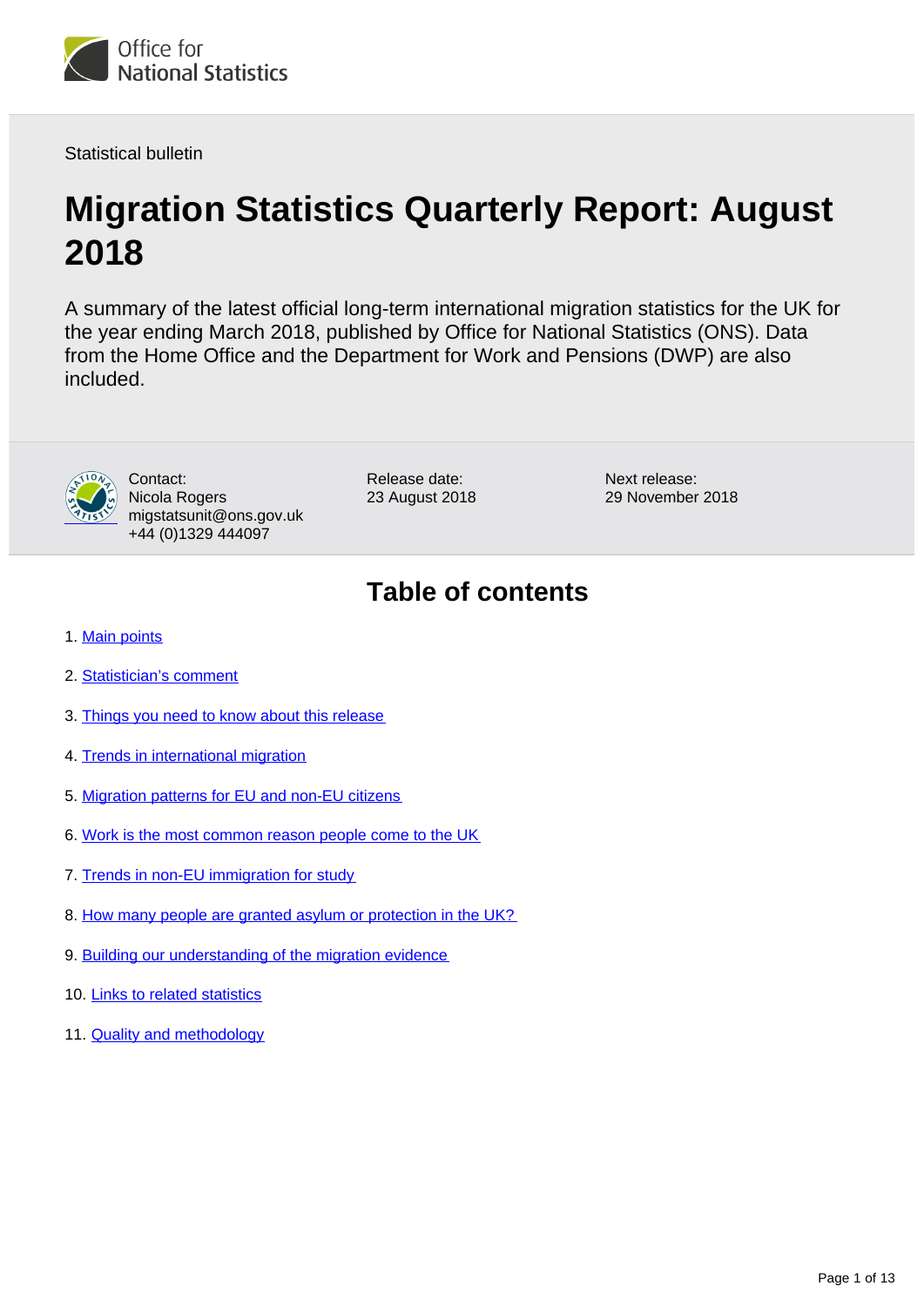Office for National Statistics

Statistical bulletin

# Migration Statistics Quarterly Report: August 2018

A summary of the latest official long-term international migration statistics for the UK for the year ending March 2018, published by Office for National Statistics (ONS). Data from the Home Office and the Department for Work and Pensions (DWP) are also included.

Contact:
Nicola Rogers
migstatsunit@ons.gov.uk
+44 (0)1329 444097

Release date:
23 August 2018

Next release:
29 November 2018

## Table of contents

1. Main points
2. Statistician's comment
3. Things you need to know about this release
4. Trends in international migration
5. Migration patterns for EU and non-EU citizens
6. Work is the most common reason people come to the UK
7. Trends in non-EU immigration for study
8. How many people are granted asylum or protection in the UK?
9. Building our understanding of the migration evidence
10. Links to related statistics
11. Quality and methodology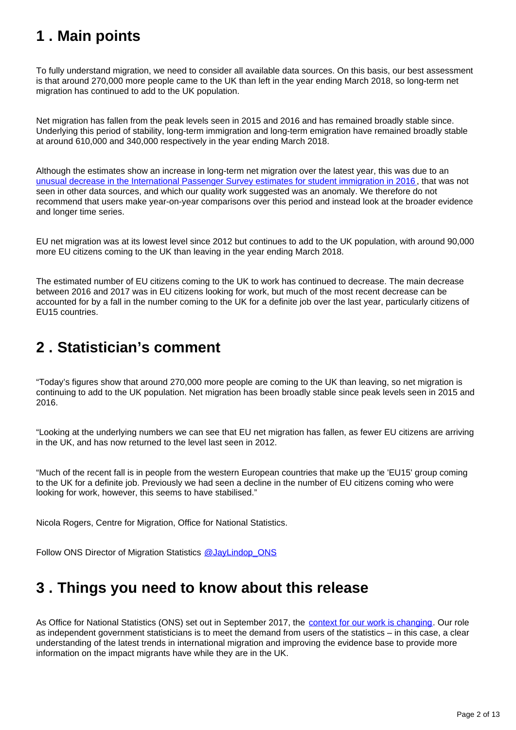## 1 . Main points

To fully understand migration, we need to consider all available data sources. On this basis, our best assessment is that around 270,000 more people came to the UK than left in the year ending March 2018, so long-term net migration has continued to add to the UK population.

Net migration has fallen from the peak levels seen in 2015 and 2016 and has remained broadly stable since. Underlying this period of stability, long-term immigration and long-term emigration have remained broadly stable at around 610,000 and 340,000 respectively in the year ending March 2018.

Although the estimates show an increase in long-term net migration over the latest year, this was due to an [unusual decrease in the International Passenger Survey estimates for student immigration in 2016](), that was not seen in other data sources, and which our quality work suggested was an anomaly. We therefore do not recommend that users make year-on-year comparisons over this period and instead look at the broader evidence and longer time series.

EU net migration was at its lowest level since 2012 but continues to add to the UK population, with around 90,000 more EU citizens coming to the UK than leaving in the year ending March 2018.

The estimated number of EU citizens coming to the UK to work has continued to decrease. The main decrease between 2016 and 2017 was in EU citizens looking for work, but much of the most recent decrease can be accounted for by a fall in the number coming to the UK for a definite job over the last year, particularly citizens of EU15 countries.

## 2 . Statistician's comment

"Today's figures show that around 270,000 more people are coming to the UK than leaving, so net migration is continuing to add to the UK population. Net migration has been broadly stable since peak levels seen in 2015 and 2016.

"Looking at the underlying numbers we can see that EU net migration has fallen, as fewer EU citizens are arriving in the UK, and has now returned to the level last seen in 2012.

"Much of the recent fall is in people from the western European countries that make up the 'EU15' group coming to the UK for a definite job. Previously we had seen a decline in the number of EU citizens coming who were looking for work, however, this seems to have stabilised."

Nicola Rogers, Centre for Migration, Office for National Statistics.

Follow ONS Director of Migration Statistics [@JayLindop_ONS]()

## 3 . Things you need to know about this release

As Office for National Statistics (ONS) set out in September 2017, the [context for our work is changing](). Our role as independent government statisticians is to meet the demand from users of the statistics – in this case, a clear understanding of the latest trends in international migration and improving the evidence base to provide more information on the impact migrants have while they are in the UK.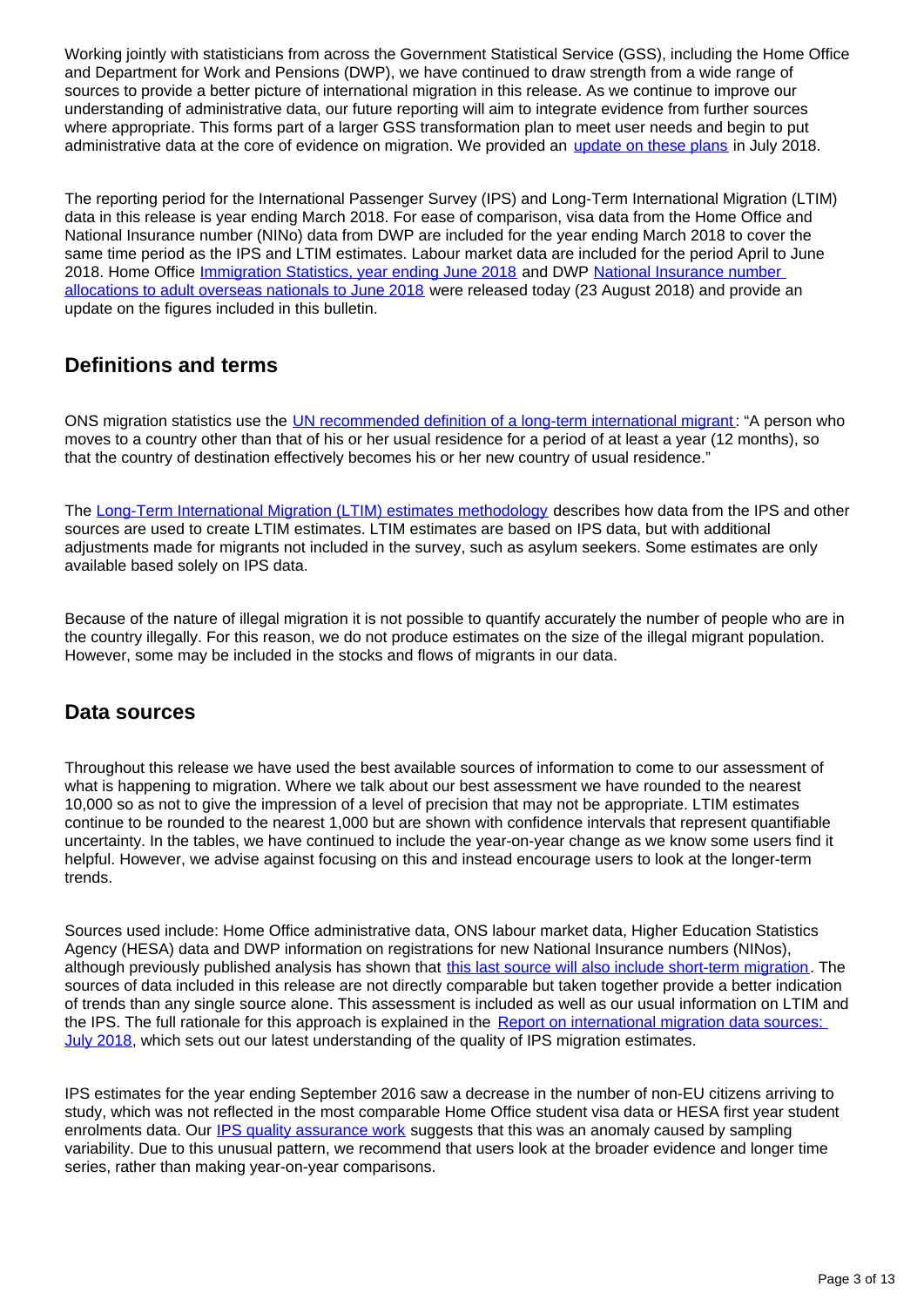Working jointly with statisticians from across the Government Statistical Service (GSS), including the Home Office and Department for Work and Pensions (DWP), we have continued to draw strength from a wide range of sources to provide a better picture of international migration in this release. As we continue to improve our understanding of administrative data, our future reporting will aim to integrate evidence from further sources where appropriate. This forms part of a larger GSS transformation plan to meet user needs and begin to put administrative data at the core of evidence on migration. We provided an update on these plans in July 2018.

The reporting period for the International Passenger Survey (IPS) and Long-Term International Migration (LTIM) data in this release is year ending March 2018. For ease of comparison, visa data from the Home Office and National Insurance number (NINo) data from DWP are included for the year ending March 2018 to cover the same time period as the IPS and LTIM estimates. Labour market data are included for the period April to June 2018. Home Office Immigration Statistics, year ending June 2018 and DWP National Insurance number allocations to adult overseas nationals to June 2018 were released today (23 August 2018) and provide an update on the figures included in this bulletin.

## Definitions and terms

ONS migration statistics use the UN recommended definition of a long-term international migrant: "A person who moves to a country other than that of his or her usual residence for a period of at least a year (12 months), so that the country of destination effectively becomes his or her new country of usual residence."

The Long-Term International Migration (LTIM) estimates methodology describes how data from the IPS and other sources are used to create LTIM estimates. LTIM estimates are based on IPS data, but with additional adjustments made for migrants not included in the survey, such as asylum seekers. Some estimates are only available based solely on IPS data.

Because of the nature of illegal migration it is not possible to quantify accurately the number of people who are in the country illegally. For this reason, we do not produce estimates on the size of the illegal migrant population. However, some may be included in the stocks and flows of migrants in our data.

## Data sources

Throughout this release we have used the best available sources of information to come to our assessment of what is happening to migration. Where we talk about our best assessment we have rounded to the nearest 10,000 so as not to give the impression of a level of precision that may not be appropriate. LTIM estimates continue to be rounded to the nearest 1,000 but are shown with confidence intervals that represent quantifiable uncertainty. In the tables, we have continued to include the year-on-year change as we know some users find it helpful. However, we advise against focusing on this and instead encourage users to look at the longer-term trends.

Sources used include: Home Office administrative data, ONS labour market data, Higher Education Statistics Agency (HESA) data and DWP information on registrations for new National Insurance numbers (NINos), although previously published analysis has shown that this last source will also include short-term migration. The sources of data included in this release are not directly comparable but taken together provide a better indication of trends than any single source alone. This assessment is included as well as our usual information on LTIM and the IPS. The full rationale for this approach is explained in the Report on international migration data sources: July 2018, which sets out our latest understanding of the quality of IPS migration estimates.

IPS estimates for the year ending September 2016 saw a decrease in the number of non-EU citizens arriving to study, which was not reflected in the most comparable Home Office student visa data or HESA first year student enrolments data. Our IPS quality assurance work suggests that this was an anomaly caused by sampling variability. Due to this unusual pattern, we recommend that users look at the broader evidence and longer time series, rather than making year-on-year comparisons.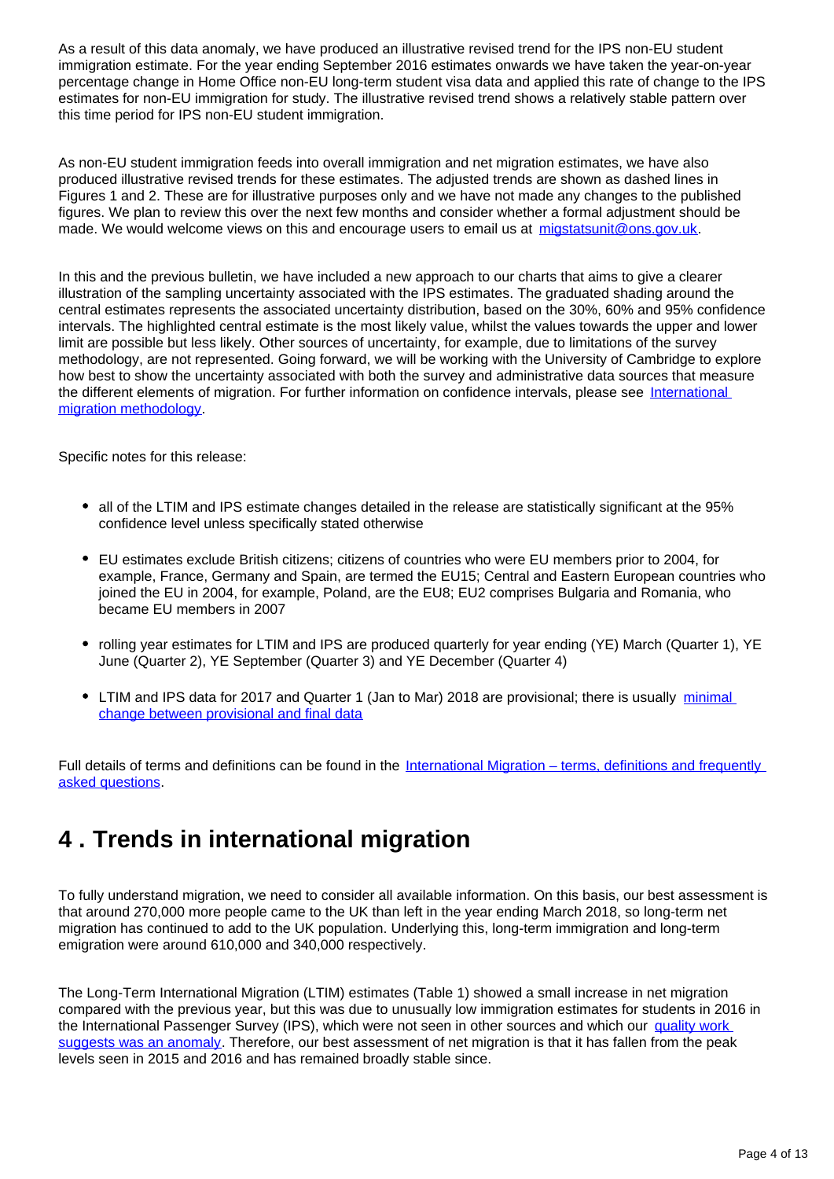As a result of this data anomaly, we have produced an illustrative revised trend for the IPS non-EU student immigration estimate. For the year ending September 2016 estimates onwards we have taken the year-on-year percentage change in Home Office non-EU long-term student visa data and applied this rate of change to the IPS estimates for non-EU immigration for study. The illustrative revised trend shows a relatively stable pattern over this time period for IPS non-EU student immigration.

As non-EU student immigration feeds into overall immigration and net migration estimates, we have also produced illustrative revised trends for these estimates. The adjusted trends are shown as dashed lines in Figures 1 and 2. These are for illustrative purposes only and we have not made any changes to the published figures. We plan to review this over the next few months and consider whether a formal adjustment should be made. We would welcome views on this and encourage users to email us at [migstatsunit@ons.gov.uk](mailto:migstatsunit@ons.gov.uk).

In this and the previous bulletin, we have included a new approach to our charts that aims to give a clearer illustration of the sampling uncertainty associated with the IPS estimates. The graduated shading around the central estimates represents the associated uncertainty distribution, based on the 30%, 60% and 95% confidence intervals. The highlighted central estimate is the most likely value, whilst the values towards the upper and lower limit are possible but less likely. Other sources of uncertainty, for example, due to limitations of the survey methodology, are not represented. Going forward, we will be working with the University of Cambridge to explore how best to show the uncertainty associated with both the survey and administrative data sources that measure the different elements of migration. For further information on confidence intervals, please see [International migration methodology](#).

Specific notes for this release:

- all of the LTIM and IPS estimate changes detailed in the release are statistically significant at the 95% confidence level unless specifically stated otherwise
- EU estimates exclude British citizens; citizens of countries who were EU members prior to 2004, for example, France, Germany and Spain, are termed the EU15; Central and Eastern European countries who joined the EU in 2004, for example, Poland, are the EU8; EU2 comprises Bulgaria and Romania, who became EU members in 2007
- rolling year estimates for LTIM and IPS are produced quarterly for year ending (YE) March (Quarter 1), YE June (Quarter 2), YE September (Quarter 3) and YE December (Quarter 4)
- LTIM and IPS data for 2017 and Quarter 1 (Jan to Mar) 2018 are provisional; there is usually [minimal change between provisional and final data](#)

Full details of terms and definitions can be found in the [International Migration – terms, definitions and frequently asked questions](#).

## 4 . Trends in international migration

To fully understand migration, we need to consider all available information. On this basis, our best assessment is that around 270,000 more people came to the UK than left in the year ending March 2018, so long-term net migration has continued to add to the UK population. Underlying this, long-term immigration and long-term emigration were around 610,000 and 340,000 respectively.

The Long-Term International Migration (LTIM) estimates (Table 1) showed a small increase in net migration compared with the previous year, but this was due to unusually low immigration estimates for students in 2016 in the International Passenger Survey (IPS), which were not seen in other sources and which our [quality work suggests was an anomaly](#). Therefore, our best assessment of net migration is that it has fallen from the peak levels seen in 2015 and 2016 and has remained broadly stable since.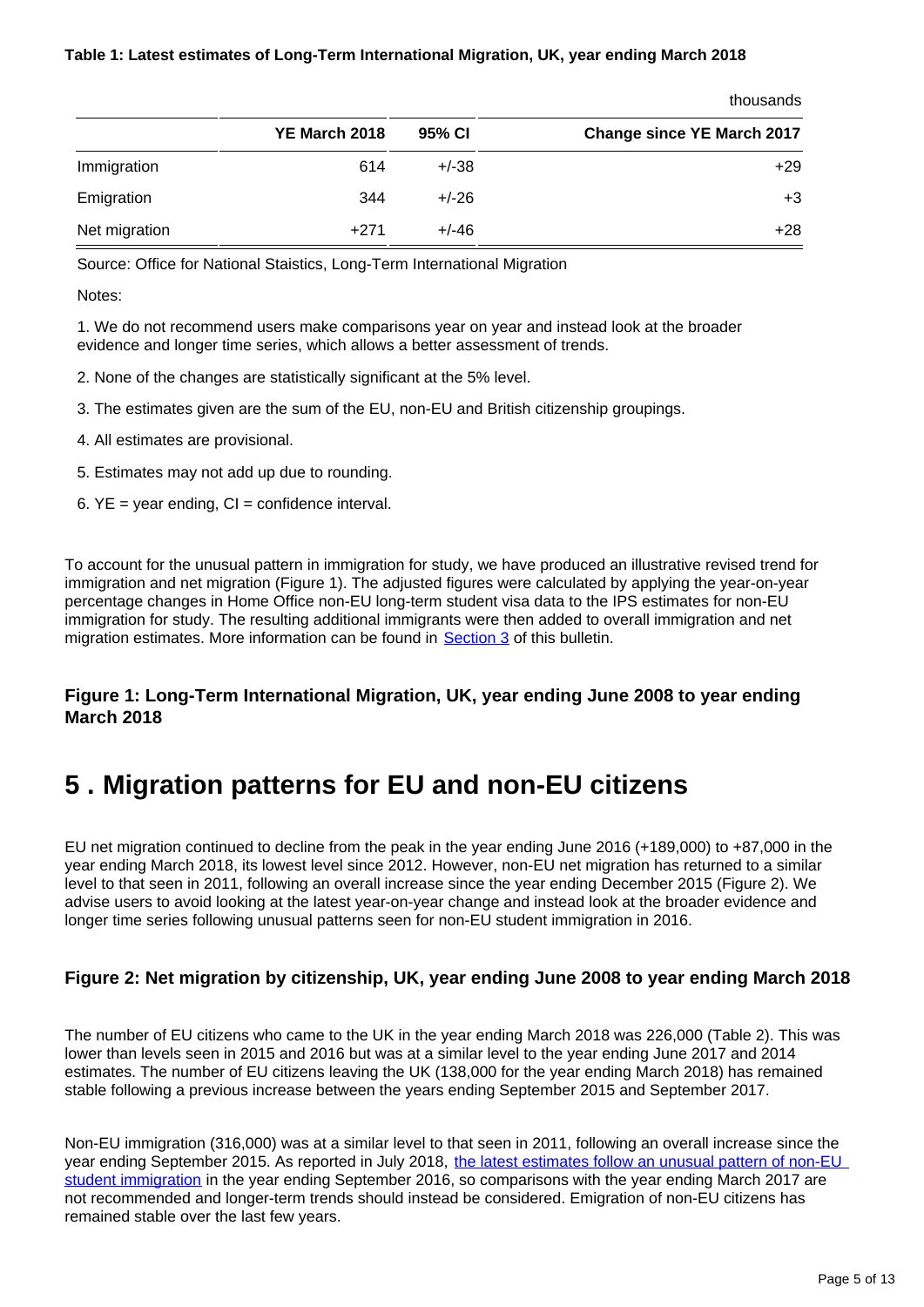**Table 1: Latest estimates of Long-Term International Migration, UK, year ending March 2018**

thousands

| | YE March 2018 | 95% CI | Change since YE March 2017 |
|---|---|---|---|
| Immigration | 614 | +/-38 | +29 |
| Emigration | 344 | +/-26 | +3 |
| Net migration | +271 | +/-46 | +28 |

Source: Office for National Staistics, Long-Term International Migration

Notes:

1. We do not recommend users make comparisons year on year and instead look at the broader evidence and longer time series, which allows a better assessment of trends.
2. None of the changes are statistically significant at the 5% level.
3. The estimates given are the sum of the EU, non-EU and British citizenship groupings.
4. All estimates are provisional.
5. Estimates may not add up due to rounding.
6. YE = year ending, CI = confidence interval.

To account for the unusual pattern in immigration for study, we have produced an illustrative revised trend for immigration and net migration (Figure 1). The adjusted figures were calculated by applying the year-on-year percentage changes in Home Office non-EU long-term student visa data to the IPS estimates for non-EU immigration for study. The resulting additional immigrants were then added to overall immigration and net migration estimates. More information can be found in Section 3 of this bulletin.

### Figure 1: Long-Term International Migration, UK, year ending June 2008 to year ending March 2018

## 5 . Migration patterns for EU and non-EU citizens

EU net migration continued to decline from the peak in the year ending June 2016 (+189,000) to +87,000 in the year ending March 2018, its lowest level since 2012. However, non-EU net migration has returned to a similar level to that seen in 2011, following an overall increase since the year ending December 2015 (Figure 2). We advise users to avoid looking at the latest year-on-year change and instead look at the broader evidence and longer time series following unusual patterns seen for non-EU student immigration in 2016.

### Figure 2: Net migration by citizenship, UK, year ending June 2008 to year ending March 2018

The number of EU citizens who came to the UK in the year ending March 2018 was 226,000 (Table 2). This was lower than levels seen in 2015 and 2016 but was at a similar level to the year ending June 2017 and 2014 estimates. The number of EU citizens leaving the UK (138,000 for the year ending March 2018) has remained stable following a previous increase between the years ending September 2015 and September 2017.

Non-EU immigration (316,000) was at a similar level to that seen in 2011, following an overall increase since the year ending September 2015. As reported in July 2018, the latest estimates follow an unusual pattern of non-EU student immigration in the year ending September 2016, so comparisons with the year ending March 2017 are not recommended and longer-term trends should instead be considered. Emigration of non-EU citizens has remained stable over the last few years.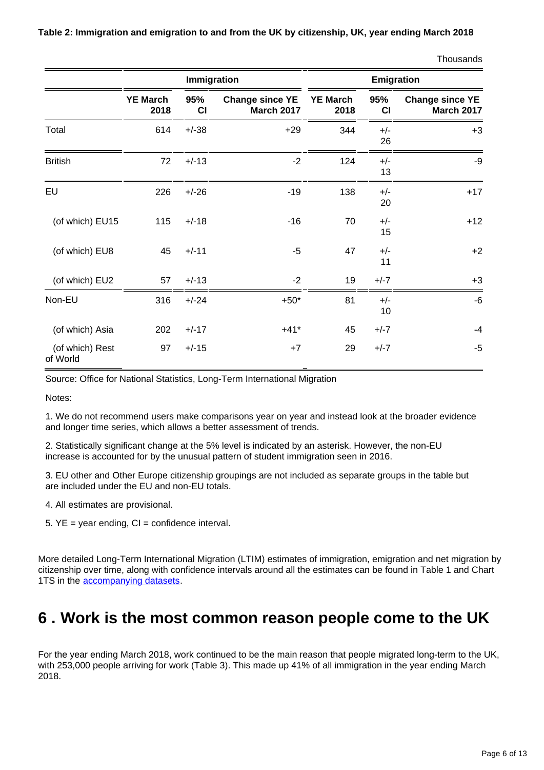**Table 2: Immigration and emigration to and from the UK by citizenship, UK, year ending March 2018**

Thousands

| | Immigration | | | Emigration | | |
|---|---|---|---|---|---|---|
| | YE March 2018 | 95% CI | Change since YE March 2017 | YE March 2018 | 95% CI | Change since YE March 2017 |
| Total | 614 | +/-38 | +29 | 344 | +/- 26 | +3 |
| British | 72 | +/-13 | -2 | 124 | +/- 13 | -9 |
| EU | 226 | +/-26 | -19 | 138 | +/- 20 | +17 |
| (of which) EU15 | 115 | +/-18 | -16 | 70 | +/- 15 | +12 |
| (of which) EU8 | 45 | +/-11 | -5 | 47 | +/- 11 | +2 |
| (of which) EU2 | 57 | +/-13 | -2 | 19 | +/-7 | +3 |
| Non-EU | 316 | +/-24 | +50* | 81 | +/- 10 | -6 |
| (of which) Asia | 202 | +/-17 | +41* | 45 | +/-7 | -4 |
| (of which) Rest of World | 97 | +/-15 | +7 | 29 | +/-7 | -5 |

Source: Office for National Statistics, Long-Term International Migration

Notes:

1. We do not recommend users make comparisons year on year and instead look at the broader evidence and longer time series, which allows a better assessment of trends.

2. Statistically significant change at the 5% level is indicated by an asterisk. However, the non-EU increase is accounted for by the unusual pattern of student immigration seen in 2016.

3. EU other and Other Europe citizenship groupings are not included as separate groups in the table but are included under the EU and non-EU totals.

4. All estimates are provisional.

5. YE = year ending, CI = confidence interval.

More detailed Long-Term International Migration (LTIM) estimates of immigration, emigration and net migration by citizenship over time, along with confidence intervals around all the estimates can be found in Table 1 and Chart 1TS in the accompanying datasets.

# 6 . Work is the most common reason people come to the UK

For the year ending March 2018, work continued to be the main reason that people migrated long-term to the UK, with 253,000 people arriving for work (Table 3). This made up 41% of all immigration in the year ending March 2018.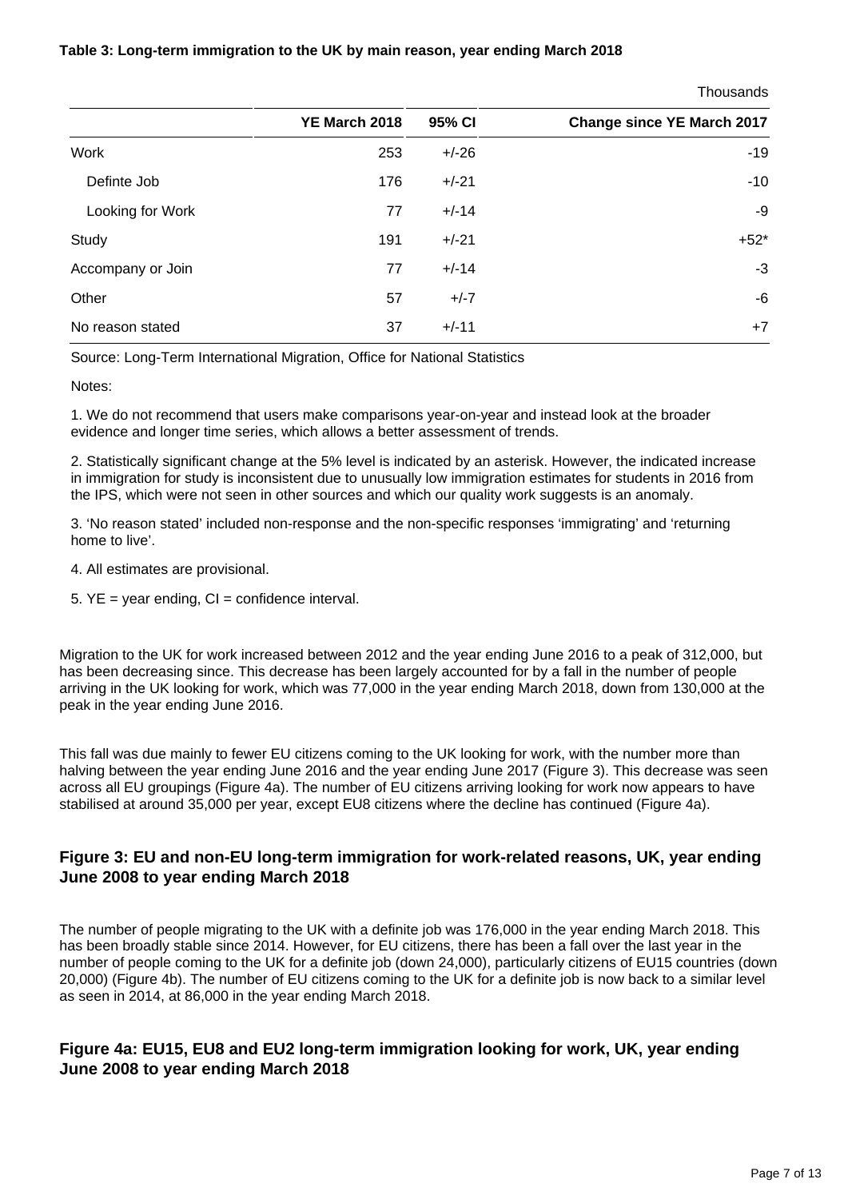**Table 3: Long-term immigration to the UK by main reason, year ending March 2018**

Thousands

| | YE March 2018 | 95% CI | Change since YE March 2017 |
|---|---|---|---|
| Work | 253 | +/-26 | -19 |
| Definte Job | 176 | +/-21 | -10 |
| Looking for Work | 77 | +/-14 | -9 |
| Study | 191 | +/-21 | +52* |
| Accompany or Join | 77 | +/-14 | -3 |
| Other | 57 | +/-7 | -6 |
| No reason stated | 37 | +/-11 | +7 |

Source: Long-Term International Migration, Office for National Statistics

Notes:

1. We do not recommend that users make comparisons year-on-year and instead look at the broader evidence and longer time series, which allows a better assessment of trends.

2. Statistically significant change at the 5% level is indicated by an asterisk. However, the indicated increase in immigration for study is inconsistent due to unusually low immigration estimates for students in 2016 from the IPS, which were not seen in other sources and which our quality work suggests is an anomaly.

3. 'No reason stated' included non-response and the non-specific responses 'immigrating' and 'returning home to live'.

4. All estimates are provisional.

5. YE = year ending, CI = confidence interval.

Migration to the UK for work increased between 2012 and the year ending June 2016 to a peak of 312,000, but has been decreasing since. This decrease has been largely accounted for by a fall in the number of people arriving in the UK looking for work, which was 77,000 in the year ending March 2018, down from 130,000 at the peak in the year ending June 2016.

This fall was due mainly to fewer EU citizens coming to the UK looking for work, with the number more than halving between the year ending June 2016 and the year ending June 2017 (Figure 3). This decrease was seen across all EU groupings (Figure 4a). The number of EU citizens arriving looking for work now appears to have stabilised at around 35,000 per year, except EU8 citizens where the decline has continued (Figure 4a).

### Figure 3: EU and non-EU long-term immigration for work-related reasons, UK, year ending June 2008 to year ending March 2018

The number of people migrating to the UK with a definite job was 176,000 in the year ending March 2018. This has been broadly stable since 2014. However, for EU citizens, there has been a fall over the last year in the number of people coming to the UK for a definite job (down 24,000), particularly citizens of EU15 countries (down 20,000) (Figure 4b). The number of EU citizens coming to the UK for a definite job is now back to a similar level as seen in 2014, at 86,000 in the year ending March 2018.

### Figure 4a: EU15, EU8 and EU2 long-term immigration looking for work, UK, year ending June 2008 to year ending March 2018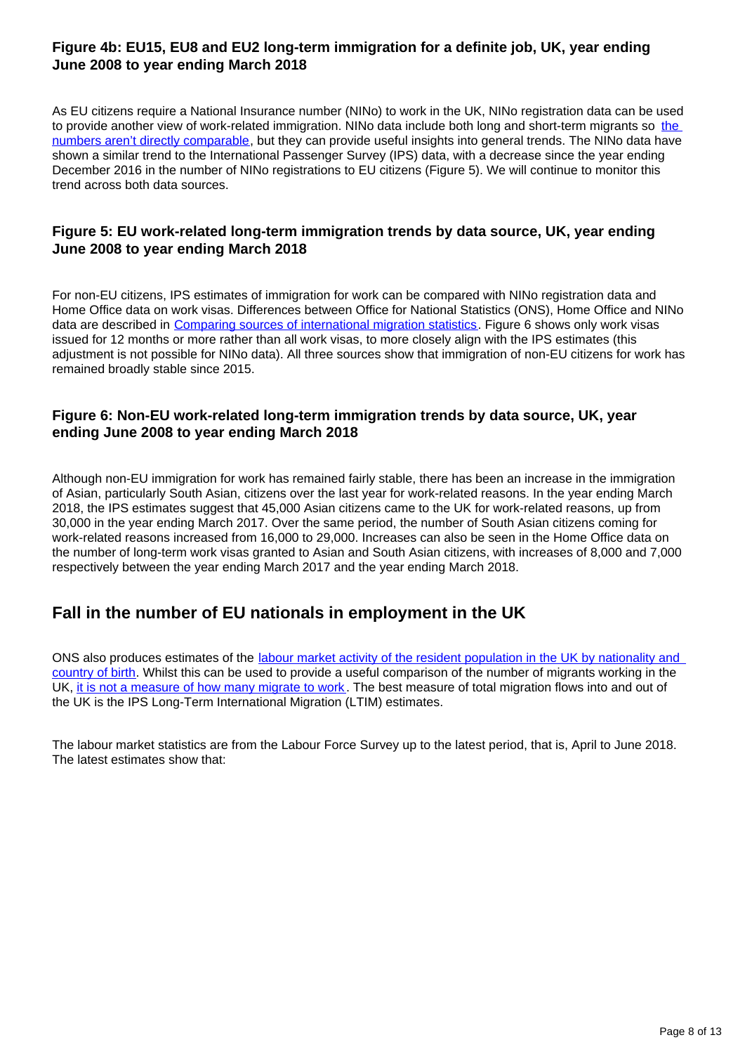### Figure 4b: EU15, EU8 and EU2 long-term immigration for a definite job, UK, year ending June 2008 to year ending March 2018

As EU citizens require a National Insurance number (NINo) to work in the UK, NINo registration data can be used to provide another view of work-related immigration. NINo data include both long and short-term migrants so [the numbers aren't directly comparable](), but they can provide useful insights into general trends. The NINo data have shown a similar trend to the International Passenger Survey (IPS) data, with a decrease since the year ending December 2016 in the number of NINo registrations to EU citizens (Figure 5). We will continue to monitor this trend across both data sources.

### Figure 5: EU work-related long-term immigration trends by data source, UK, year ending June 2008 to year ending March 2018

For non-EU citizens, IPS estimates of immigration for work can be compared with NINo registration data and Home Office data on work visas. Differences between Office for National Statistics (ONS), Home Office and NINo data are described in [Comparing sources of international migration statistics](). Figure 6 shows only work visas issued for 12 months or more rather than all work visas, to more closely align with the IPS estimates (this adjustment is not possible for NINo data). All three sources show that immigration of non-EU citizens for work has remained broadly stable since 2015.

### Figure 6: Non-EU work-related long-term immigration trends by data source, UK, year ending June 2008 to year ending March 2018

Although non-EU immigration for work has remained fairly stable, there has been an increase in the immigration of Asian, particularly South Asian, citizens over the last year for work-related reasons. In the year ending March 2018, the IPS estimates suggest that 45,000 Asian citizens came to the UK for work-related reasons, up from 30,000 in the year ending March 2017. Over the same period, the number of South Asian citizens coming for work-related reasons increased from 16,000 to 29,000. Increases can also be seen in the Home Office data on the number of long-term work visas granted to Asian and South Asian citizens, with increases of 8,000 and 7,000 respectively between the year ending March 2017 and the year ending March 2018.

## Fall in the number of EU nationals in employment in the UK

ONS also produces estimates of the [labour market activity of the resident population in the UK by nationality and country of birth](). Whilst this can be used to provide a useful comparison of the number of migrants working in the UK, [it is not a measure of how many migrate to work](). The best measure of total migration flows into and out of the UK is the IPS Long-Term International Migration (LTIM) estimates.

The labour market statistics are from the Labour Force Survey up to the latest period, that is, April to June 2018. The latest estimates show that: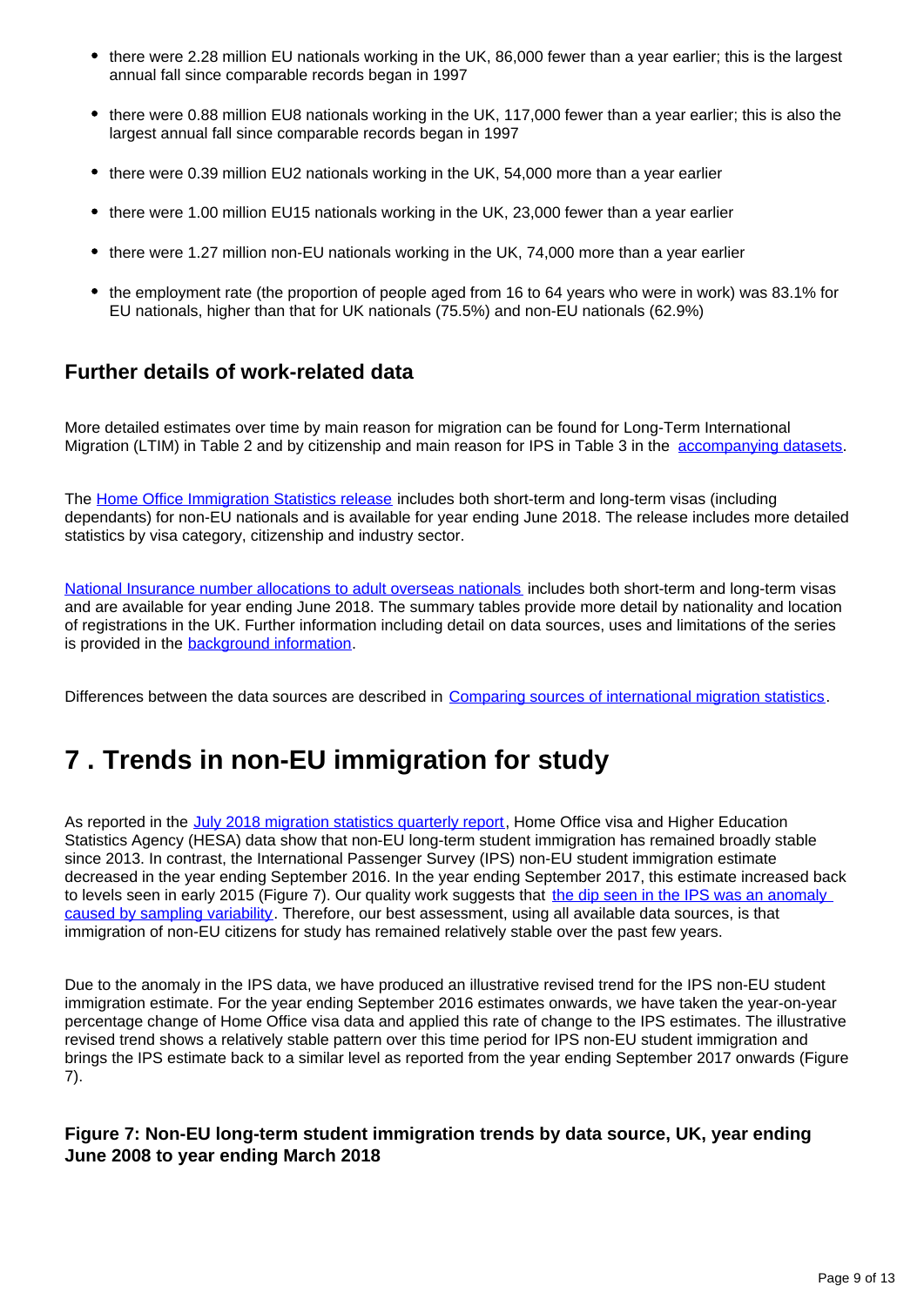- there were 2.28 million EU nationals working in the UK, 86,000 fewer than a year earlier; this is the largest annual fall since comparable records began in 1997
- there were 0.88 million EU8 nationals working in the UK, 117,000 fewer than a year earlier; this is also the largest annual fall since comparable records began in 1997
- there were 0.39 million EU2 nationals working in the UK, 54,000 more than a year earlier
- there were 1.00 million EU15 nationals working in the UK, 23,000 fewer than a year earlier
- there were 1.27 million non-EU nationals working in the UK, 74,000 more than a year earlier
- the employment rate (the proportion of people aged from 16 to 64 years who were in work) was 83.1% for EU nationals, higher than that for UK nationals (75.5%) and non-EU nationals (62.9%)

### Further details of work-related data

More detailed estimates over time by main reason for migration can be found for Long-Term International Migration (LTIM) in Table 2 and by citizenship and main reason for IPS in Table 3 in the accompanying datasets.

The Home Office Immigration Statistics release includes both short-term and long-term visas (including dependants) for non-EU nationals and is available for year ending June 2018. The release includes more detailed statistics by visa category, citizenship and industry sector.

National Insurance number allocations to adult overseas nationals includes both short-term and long-term visas and are available for year ending June 2018. The summary tables provide more detail by nationality and location of registrations in the UK. Further information including detail on data sources, uses and limitations of the series is provided in the background information.

Differences between the data sources are described in Comparing sources of international migration statistics.

## 7 . Trends in non-EU immigration for study

As reported in the July 2018 migration statistics quarterly report, Home Office visa and Higher Education Statistics Agency (HESA) data show that non-EU long-term student immigration has remained broadly stable since 2013. In contrast, the International Passenger Survey (IPS) non-EU student immigration estimate decreased in the year ending September 2016. In the year ending September 2017, this estimate increased back to levels seen in early 2015 (Figure 7). Our quality work suggests that the dip seen in the IPS was an anomaly caused by sampling variability. Therefore, our best assessment, using all available data sources, is that immigration of non-EU citizens for study has remained relatively stable over the past few years.

Due to the anomaly in the IPS data, we have produced an illustrative revised trend for the IPS non-EU student immigration estimate. For the year ending September 2016 estimates onwards, we have taken the year-on-year percentage change of Home Office visa data and applied this rate of change to the IPS estimates. The illustrative revised trend shows a relatively stable pattern over this time period for IPS non-EU student immigration and brings the IPS estimate back to a similar level as reported from the year ending September 2017 onwards (Figure 7).

### Figure 7: Non-EU long-term student immigration trends by data source, UK, year ending June 2008 to year ending March 2018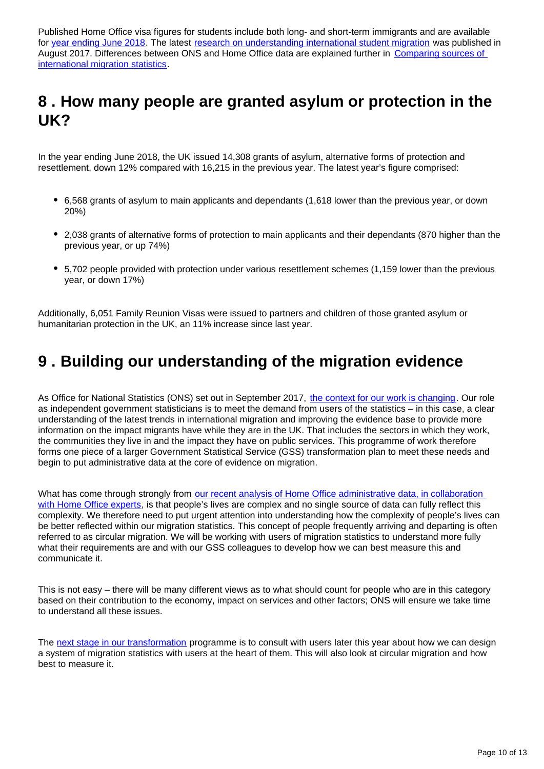Published Home Office visa figures for students include both long- and short-term immigrants and are available for [year ending June 2018](). The latest [research on understanding international student migration]() was published in August 2017. Differences between ONS and Home Office data are explained further in [Comparing sources of international migration statistics]().

## 8 . How many people are granted asylum or protection in the UK?

In the year ending June 2018, the UK issued 14,308 grants of asylum, alternative forms of protection and resettlement, down 12% compared with 16,215 in the previous year. The latest year's figure comprised:

- 6,568 grants of asylum to main applicants and dependants (1,618 lower than the previous year, or down 20%)
- 2,038 grants of alternative forms of protection to main applicants and their dependants (870 higher than the previous year, or up 74%)
- 5,702 people provided with protection under various resettlement schemes (1,159 lower than the previous year, or down 17%)

Additionally, 6,051 Family Reunion Visas were issued to partners and children of those granted asylum or humanitarian protection in the UK, an 11% increase since last year.

## 9 . Building our understanding of the migration evidence

As Office for National Statistics (ONS) set out in September 2017, [the context for our work is changing](). Our role as independent government statisticians is to meet the demand from users of the statistics – in this case, a clear understanding of the latest trends in international migration and improving the evidence base to provide more information on the impact migrants have while they are in the UK. That includes the sectors in which they work, the communities they live in and the impact they have on public services. This programme of work therefore forms one piece of a larger Government Statistical Service (GSS) transformation plan to meet these needs and begin to put administrative data at the core of evidence on migration.

What has come through strongly from [our recent analysis of Home Office administrative data, in collaboration with Home Office experts](), is that people's lives are complex and no single source of data can fully reflect this complexity. We therefore need to put urgent attention into understanding how the complexity of people's lives can be better reflected within our migration statistics. This concept of people frequently arriving and departing is often referred to as circular migration. We will be working with users of migration statistics to understand more fully what their requirements are and with our GSS colleagues to develop how we can best measure this and communicate it.

This is not easy – there will be many different views as to what should count for people who are in this category based on their contribution to the economy, impact on services and other factors; ONS will ensure we take time to understand all these issues.

The [next stage in our transformation]() programme is to consult with users later this year about how we can design a system of migration statistics with users at the heart of them. This will also look at circular migration and how best to measure it.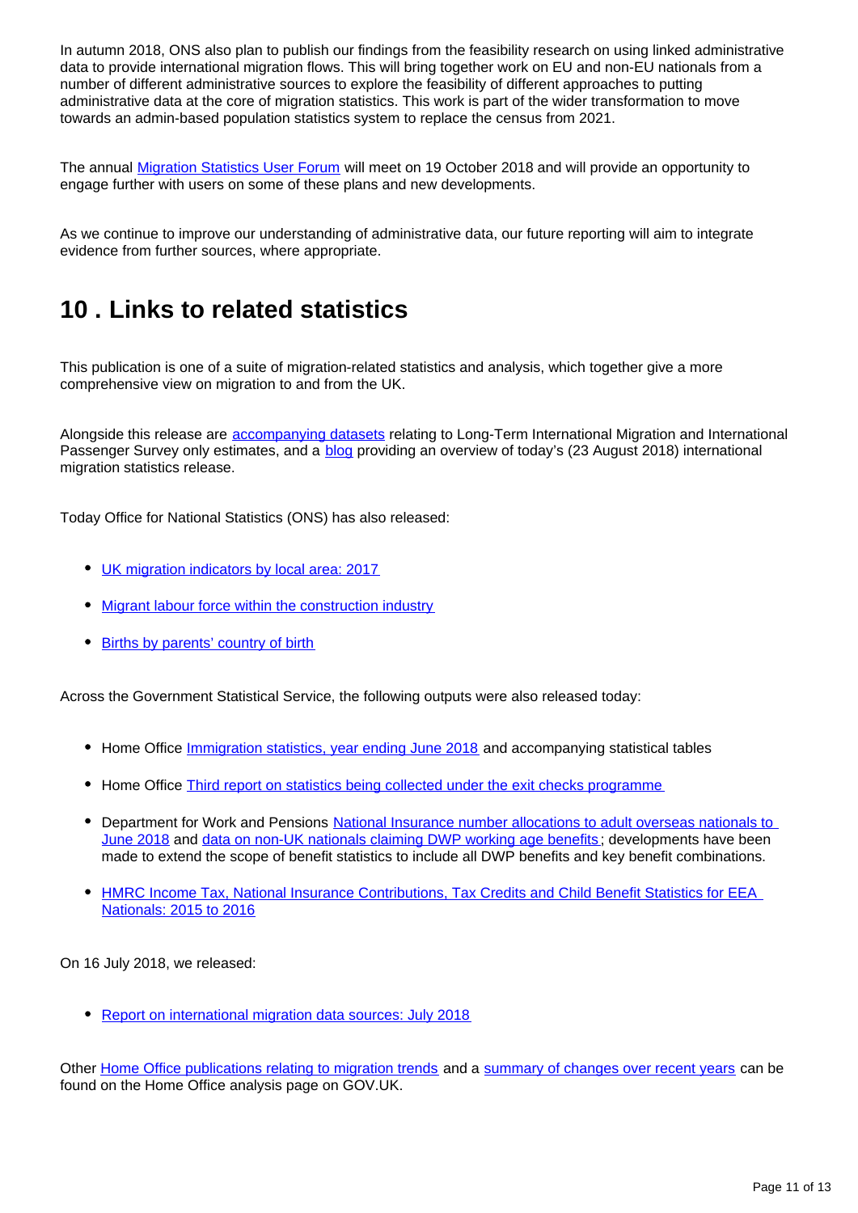In autumn 2018, ONS also plan to publish our findings from the feasibility research on using linked administrative data to provide international migration flows. This will bring together work on EU and non-EU nationals from a number of different administrative sources to explore the feasibility of different approaches to putting administrative data at the core of migration statistics. This work is part of the wider transformation to move towards an admin-based population statistics system to replace the census from 2021.

The annual Migration Statistics User Forum will meet on 19 October 2018 and will provide an opportunity to engage further with users on some of these plans and new developments.

As we continue to improve our understanding of administrative data, our future reporting will aim to integrate evidence from further sources, where appropriate.

## 10 . Links to related statistics

This publication is one of a suite of migration-related statistics and analysis, which together give a more comprehensive view on migration to and from the UK.

Alongside this release are accompanying datasets relating to Long-Term International Migration and International Passenger Survey only estimates, and a blog providing an overview of today's (23 August 2018) international migration statistics release.

Today Office for National Statistics (ONS) has also released:

- UK migration indicators by local area: 2017
- Migrant labour force within the construction industry
- Births by parents' country of birth

Across the Government Statistical Service, the following outputs were also released today:

- Home Office Immigration statistics, year ending June 2018 and accompanying statistical tables
- Home Office Third report on statistics being collected under the exit checks programme
- Department for Work and Pensions National Insurance number allocations to adult overseas nationals to June 2018 and data on non-UK nationals claiming DWP working age benefits; developments have been made to extend the scope of benefit statistics to include all DWP benefits and key benefit combinations.
- HMRC Income Tax, National Insurance Contributions, Tax Credits and Child Benefit Statistics for EEA Nationals: 2015 to 2016

On 16 July 2018, we released:

- Report on international migration data sources: July 2018

Other Home Office publications relating to migration trends and a summary of changes over recent years can be found on the Home Office analysis page on GOV.UK.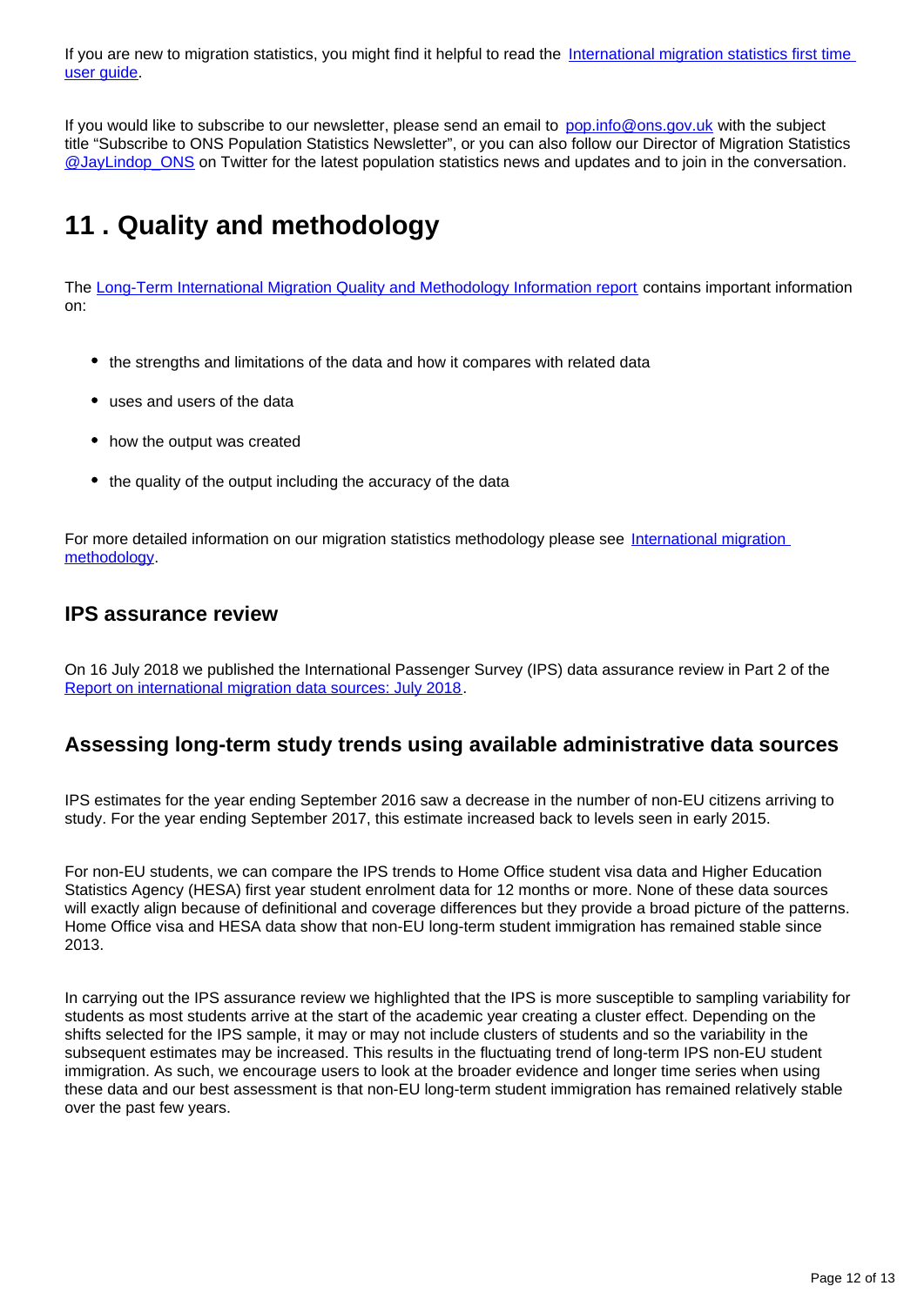If you are new to migration statistics, you might find it helpful to read the [International migration statistics first time user guide](#).

If you would like to subscribe to our newsletter, please send an email to [pop.info@ons.gov.uk](mailto:pop.info@ons.gov.uk) with the subject title "Subscribe to ONS Population Statistics Newsletter", or you can also follow our Director of Migration Statistics [@JayLindop_ONS](#) on Twitter for the latest population statistics news and updates and to join in the conversation.

# 11 . Quality and methodology

The [Long-Term International Migration Quality and Methodology Information report](#) contains important information on:

- the strengths and limitations of the data and how it compares with related data
- uses and users of the data
- how the output was created
- the quality of the output including the accuracy of the data

For more detailed information on our migration statistics methodology please see [International migration methodology](#).

## IPS assurance review

On 16 July 2018 we published the International Passenger Survey (IPS) data assurance review in Part 2 of the [Report on international migration data sources: July 2018](#).

## Assessing long-term study trends using available administrative data sources

IPS estimates for the year ending September 2016 saw a decrease in the number of non-EU citizens arriving to study. For the year ending September 2017, this estimate increased back to levels seen in early 2015.

For non-EU students, we can compare the IPS trends to Home Office student visa data and Higher Education Statistics Agency (HESA) first year student enrolment data for 12 months or more. None of these data sources will exactly align because of definitional and coverage differences but they provide a broad picture of the patterns. Home Office visa and HESA data show that non-EU long-term student immigration has remained stable since 2013.

In carrying out the IPS assurance review we highlighted that the IPS is more susceptible to sampling variability for students as most students arrive at the start of the academic year creating a cluster effect. Depending on the shifts selected for the IPS sample, it may or may not include clusters of students and so the variability in the subsequent estimates may be increased. This results in the fluctuating trend of long-term IPS non-EU student immigration. As such, we encourage users to look at the broader evidence and longer time series when using these data and our best assessment is that non-EU long-term student immigration has remained relatively stable over the past few years.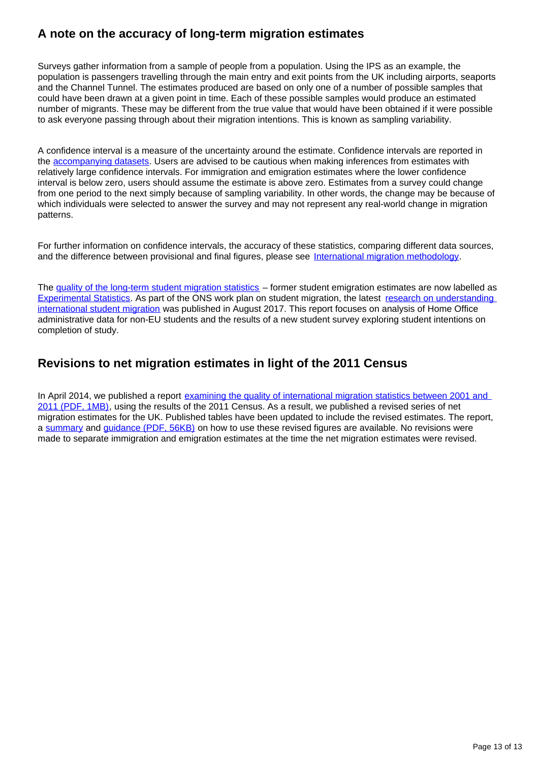## A note on the accuracy of long-term migration estimates

Surveys gather information from a sample of people from a population. Using the IPS as an example, the population is passengers travelling through the main entry and exit points from the UK including airports, seaports and the Channel Tunnel. The estimates produced are based on only one of a number of possible samples that could have been drawn at a given point in time. Each of these possible samples would produce an estimated number of migrants. These may be different from the true value that would have been obtained if it were possible to ask everyone passing through about their migration intentions. This is known as sampling variability.

A confidence interval is a measure of the uncertainty around the estimate. Confidence intervals are reported in the accompanying datasets. Users are advised to be cautious when making inferences from estimates with relatively large confidence intervals. For immigration and emigration estimates where the lower confidence interval is below zero, users should assume the estimate is above zero. Estimates from a survey could change from one period to the next simply because of sampling variability. In other words, the change may be because of which individuals were selected to answer the survey and may not represent any real-world change in migration patterns.

For further information on confidence intervals, the accuracy of these statistics, comparing different data sources, and the difference between provisional and final figures, please see International migration methodology.

The quality of the long-term student migration statistics – former student emigration estimates are now labelled as Experimental Statistics. As part of the ONS work plan on student migration, the latest research on understanding international student migration was published in August 2017. This report focuses on analysis of Home Office administrative data for non-EU students and the results of a new student survey exploring student intentions on completion of study.

## Revisions to net migration estimates in light of the 2011 Census

In April 2014, we published a report examining the quality of international migration statistics between 2001 and 2011 (PDF, 1MB), using the results of the 2011 Census. As a result, we published a revised series of net migration estimates for the UK. Published tables have been updated to include the revised estimates. The report, a summary and guidance (PDF, 56KB) on how to use these revised figures are available. No revisions were made to separate immigration and emigration estimates at the time the net migration estimates were revised.